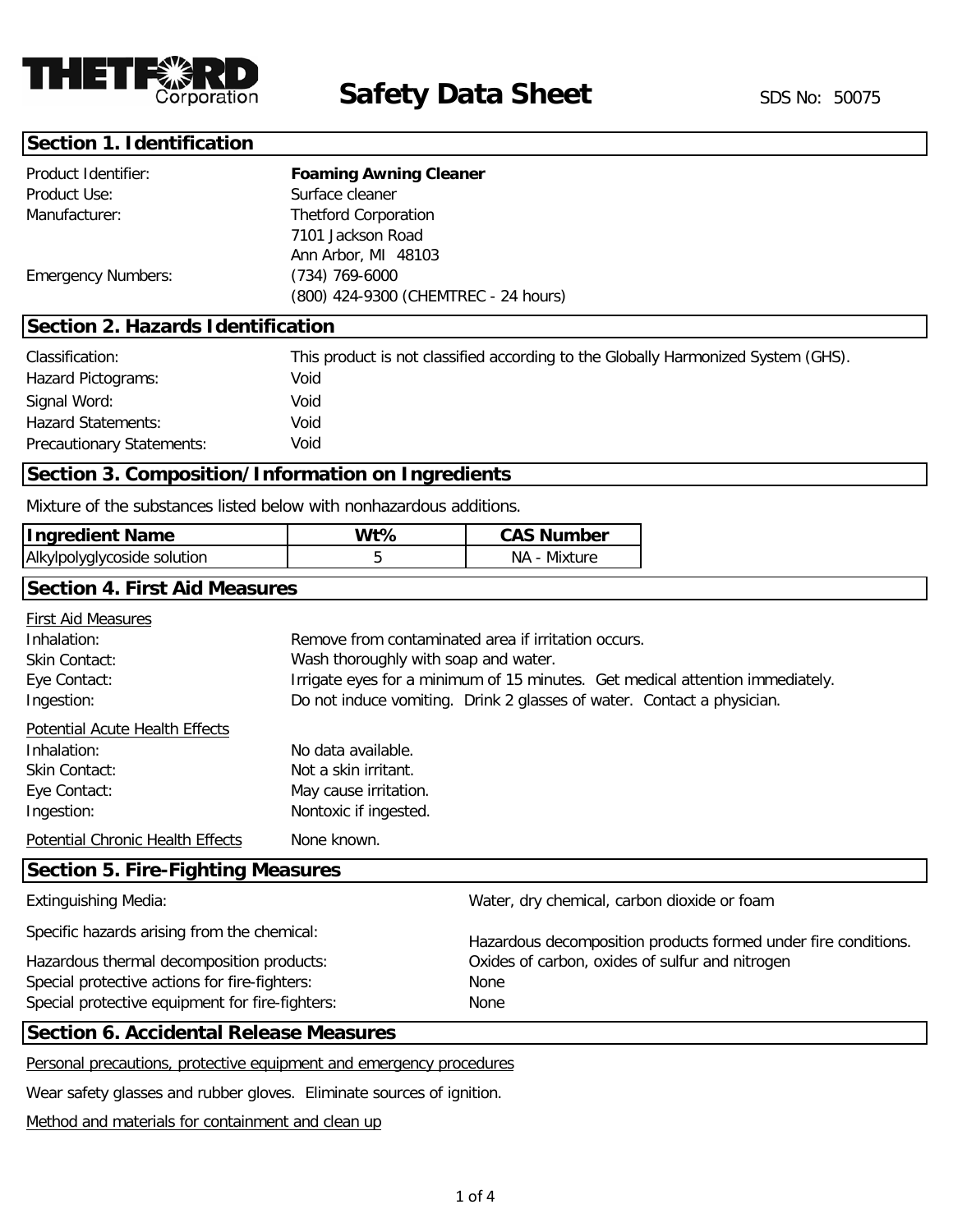THETFORD Corporation

# Safety Data Sheet

SDS No: 50075

## Section 1. Identification

| | |
|---|---|
| Product Identifier: | **Foaming Awning Cleaner** |
| Product Use: | Surface cleaner |
| Manufacturer: | Thetford Corporation<br>7101 Jackson Road<br>Ann Arbor, MI 48103 |
| Emergency Numbers: | (734) 769-6000<br>(800) 424-9300 (CHEMTREC - 24 hours) |

## Section 2. Hazards Identification

| | |
|---|---|
| Classification: | This product is not classified according to the Globally Harmonized System (GHS). |
| Hazard Pictograms: | Void |
| Signal Word: | Void |
| Hazard Statements: | Void |
| Precautionary Statements: | Void |

## Section 3. Composition/Information on Ingredients

Mixture of the substances listed below with nonhazardous additions.

| Ingredient Name | Wt% | CAS Number |
|---|---|---|
| Alkylpolyglycoside solution | 5 | NA - Mixture |

## Section 4. First Aid Measures

First Aid Measures

| | |
|---|---|
| Inhalation: | Remove from contaminated area if irritation occurs. |
| Skin Contact: | Wash thoroughly with soap and water. |
| Eye Contact: | Irrigate eyes for a minimum of 15 minutes. Get medical attention immediately. |
| Ingestion: | Do not induce vomiting. Drink 2 glasses of water. Contact a physician. |

Potential Acute Health Effects

| | |
|---|---|
| Inhalation: | No data available. |
| Skin Contact: | Not a skin irritant. |
| Eye Contact: | May cause irritation. |
| Ingestion: | Nontoxic if ingested. |

Potential Chronic Health Effects: None known.

## Section 5. Fire-Fighting Measures

| | |
|---|---|
| Extinguishing Media: | Water, dry chemical, carbon dioxide or foam |
| Specific hazards arising from the chemical: | Hazardous decomposition products formed under fire conditions. |
| Hazardous thermal decomposition products: | Oxides of carbon, oxides of sulfur and nitrogen |
| Special protective actions for fire-fighters: | None |
| Special protective equipment for fire-fighters: | None |

## Section 6. Accidental Release Measures

Personal precautions, protective equipment and emergency procedures

Wear safety glasses and rubber gloves. Eliminate sources of ignition.

Method and materials for containment and clean up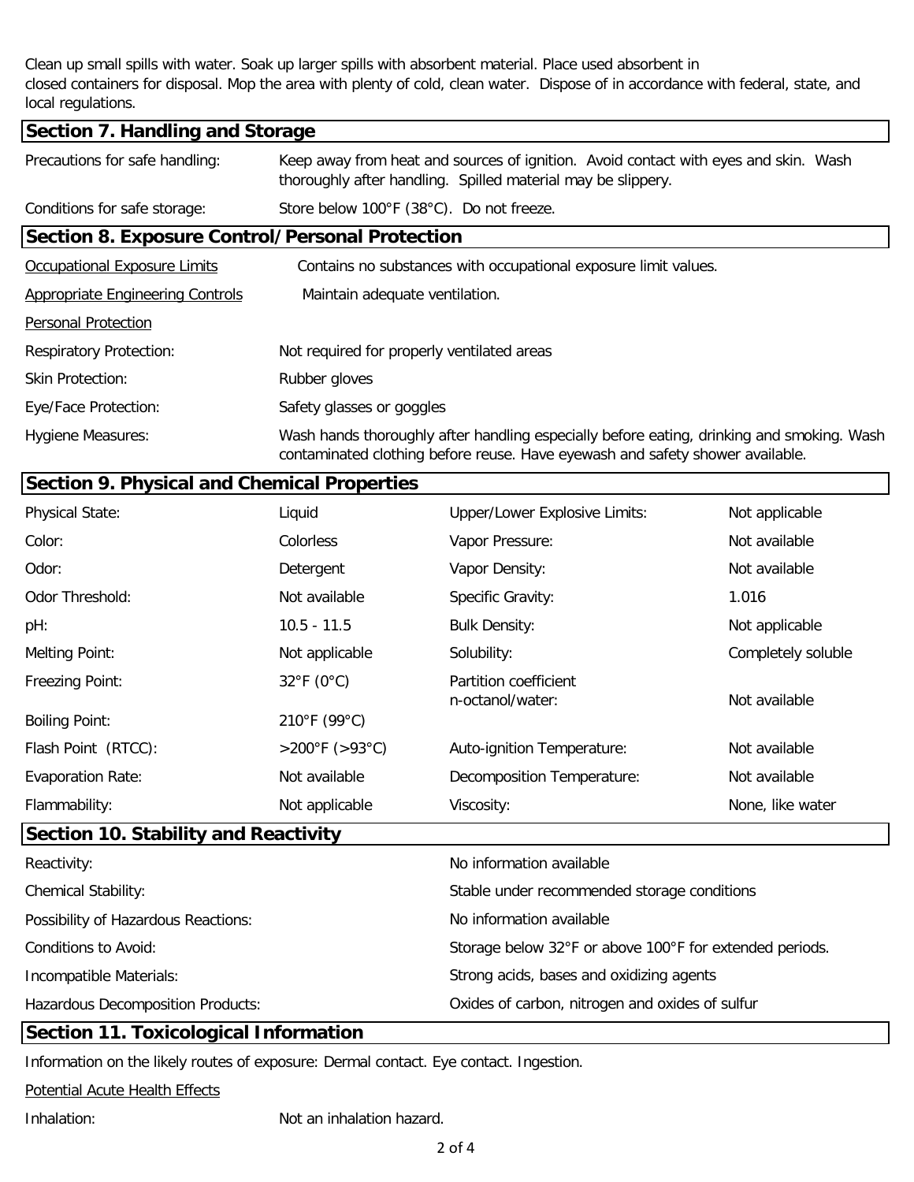Clean up small spills with water. Soak up larger spills with absorbent material. Place used absorbent in closed containers for disposal. Mop the area with plenty of cold, clean water. Dispose of in accordance with federal, state, and local regulations.

## Section 7. Handling and Storage

| | |
|---|---|
| Precautions for safe handling: | Keep away from heat and sources of ignition. Avoid contact with eyes and skin. Wash thoroughly after handling. Spilled material may be slippery. |
| Conditions for safe storage: | Store below 100°F (38°C). Do not freeze. |

## Section 8. Exposure Control/Personal Protection

| | |
|---|---|
| Occupational Exposure Limits | Contains no substances with occupational exposure limit values. |
| Appropriate Engineering Controls | Maintain adequate ventilation. |
| Personal Protection | |
| Respiratory Protection: | Not required for properly ventilated areas |
| Skin Protection: | Rubber gloves |
| Eye/Face Protection: | Safety glasses or goggles |
| Hygiene Measures: | Wash hands thoroughly after handling especially before eating, drinking and smoking. Wash contaminated clothing before reuse. Have eyewash and safety shower available. |

## Section 9. Physical and Chemical Properties

| | | | |
|---|---|---|---|
| Physical State: | Liquid | Upper/Lower Explosive Limits: | Not applicable |
| Color: | Colorless | Vapor Pressure: | Not available |
| Odor: | Detergent | Vapor Density: | Not available |
| Odor Threshold: | Not available | Specific Gravity: | 1.016 |
| pH: | 10.5 - 11.5 | Bulk Density: | Not applicable |
| Melting Point: | Not applicable | Solubility: | Completely soluble |
| Freezing Point: | 32°F (0°C) | Partition coefficient n-octanol/water: | Not available |
| Boiling Point: | 210°F (99°C) | | |
| Flash Point (RTCC): | >200°F (>93°C) | Auto-ignition Temperature: | Not available |
| Evaporation Rate: | Not available | Decomposition Temperature: | Not available |
| Flammability: | Not applicable | Viscosity: | None, like water |

## Section 10. Stability and Reactivity

| | |
|---|---|
| Reactivity: | No information available |
| Chemical Stability: | Stable under recommended storage conditions |
| Possibility of Hazardous Reactions: | No information available |
| Conditions to Avoid: | Storage below 32°F or above 100°F for extended periods. |
| Incompatible Materials: | Strong acids, bases and oxidizing agents |
| Hazardous Decomposition Products: | Oxides of carbon, nitrogen and oxides of sulfur |

## Section 11. Toxicological Information

Information on the likely routes of exposure: Dermal contact. Eye contact. Ingestion.

Potential Acute Health Effects

Inhalation: Not an inhalation hazard.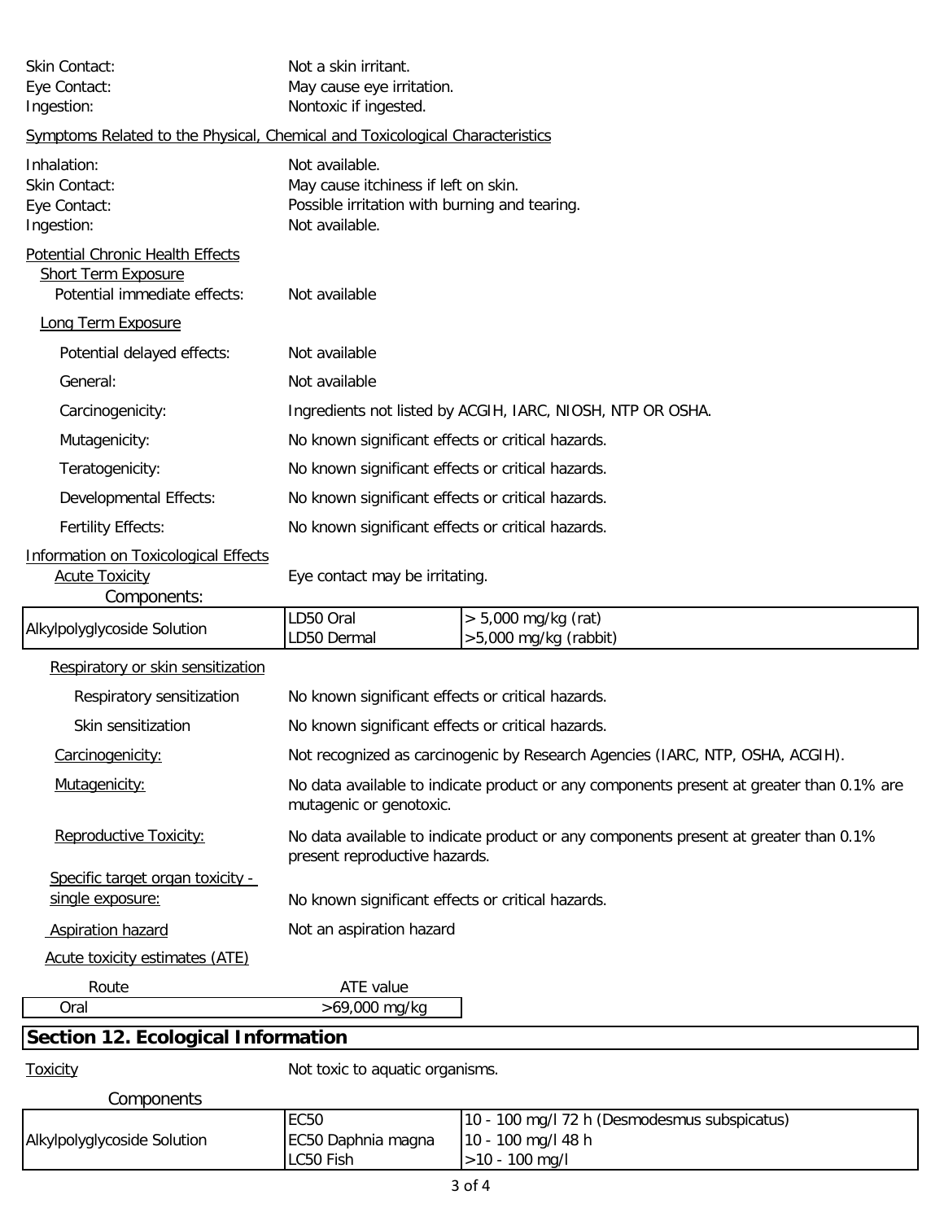Skin Contact: Not a skin irritant.
Eye Contact: May cause eye irritation.
Ingestion: Nontoxic if ingested.

Symptoms Related to the Physical, Chemical and Toxicological Characteristics

Inhalation: Not available.
Skin Contact: May cause itchiness if left on skin.
Eye Contact: Possible irritation with burning and tearing.
Ingestion: Not available.

Potential Chronic Health Effects

Short Term Exposure

Potential immediate effects: Not available

Long Term Exposure

Potential delayed effects: Not available

General: Not available

Carcinogenicity: Ingredients not listed by ACGIH, IARC, NIOSH, NTP OR OSHA.

Mutagenicity: No known significant effects or critical hazards.

Teratogenicity: No known significant effects or critical hazards.

Developmental Effects: No known significant effects or critical hazards.

Fertility Effects: No known significant effects or critical hazards.

Information on Toxicological Effects

Acute Toxicity: Eye contact may be irritating.

Components:

| Alkylpolyglycoside Solution | LD50 Oral | > 5,000 mg/kg (rat) |
|---|---|---|
| | LD50 Dermal | >5,000 mg/kg (rabbit) |

Respiratory or skin sensitization

Respiratory sensitization: No known significant effects or critical hazards.

Skin sensitization: No known significant effects or critical hazards.

Carcinogenicity: Not recognized as carcinogenic by Research Agencies (IARC, NTP, OSHA, ACGIH).

Mutagenicity: No data available to indicate product or any components present at greater than 0.1% are mutagenic or genotoxic.

Reproductive Toxicity: No data available to indicate product or any components present at greater than 0.1% present reproductive hazards.

Specific target organ toxicity - single exposure: No known significant effects or critical hazards.

Aspiration hazard: Not an aspiration hazard

Acute toxicity estimates (ATE)

| Route | ATE value |
|---|---|
| Oral | >69,000 mg/kg |

## Section 12. Ecological Information

Toxicity: Not toxic to aquatic organisms.

Components

| Alkylpolyglycoside Solution | EC50 | 10 - 100 mg/l 72 h (Desmodesmus subspicatus) |
|---|---|---|
| | EC50 Daphnia magna | 10 - 100 mg/l 48 h |
| | LC50 Fish | >10 - 100 mg/l |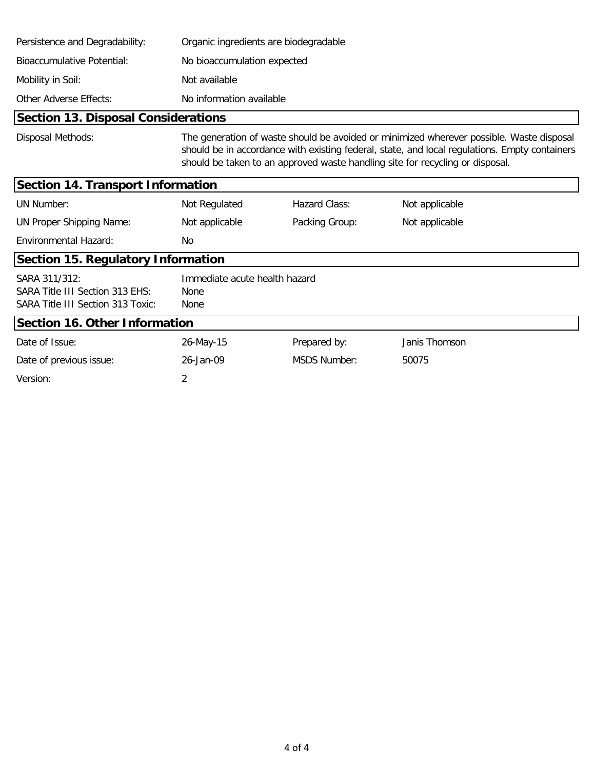| | |
|---|---|
| Persistence and Degradability: | Organic ingredients are biodegradable |
| Bioaccumulative Potential: | No bioaccumulation expected |
| Mobility in Soil: | Not available |
| Other Adverse Effects: | No information available |

## Section 13. Disposal Considerations

| | |
|---|---|
| Disposal Methods: | The generation of waste should be avoided or minimized wherever possible. Waste disposal should be in accordance with existing federal, state, and local regulations. Empty containers should be taken to an approved waste handling site for recycling or disposal. |

## Section 14. Transport Information

| | | | |
|---|---|---|---|
| UN Number: | Not Regulated | Hazard Class: | Not applicable |
| UN Proper Shipping Name: | Not applicable | Packing Group: | Not applicable |
| Environmental Hazard: | No | | |

## Section 15. Regulatory Information

| | |
|---|---|
| SARA 311/312: | Immediate acute health hazard |
| SARA Title III Section 313 EHS: | None |
| SARA Title III Section 313 Toxic: | None |

## Section 16. Other Information

| | | | |
|---|---|---|---|
| Date of Issue: | 26-May-15 | Prepared by: | Janis Thomson |
| Date of previous issue: | 26-Jan-09 | MSDS Number: | 50075 |
| Version: | 2 | | |